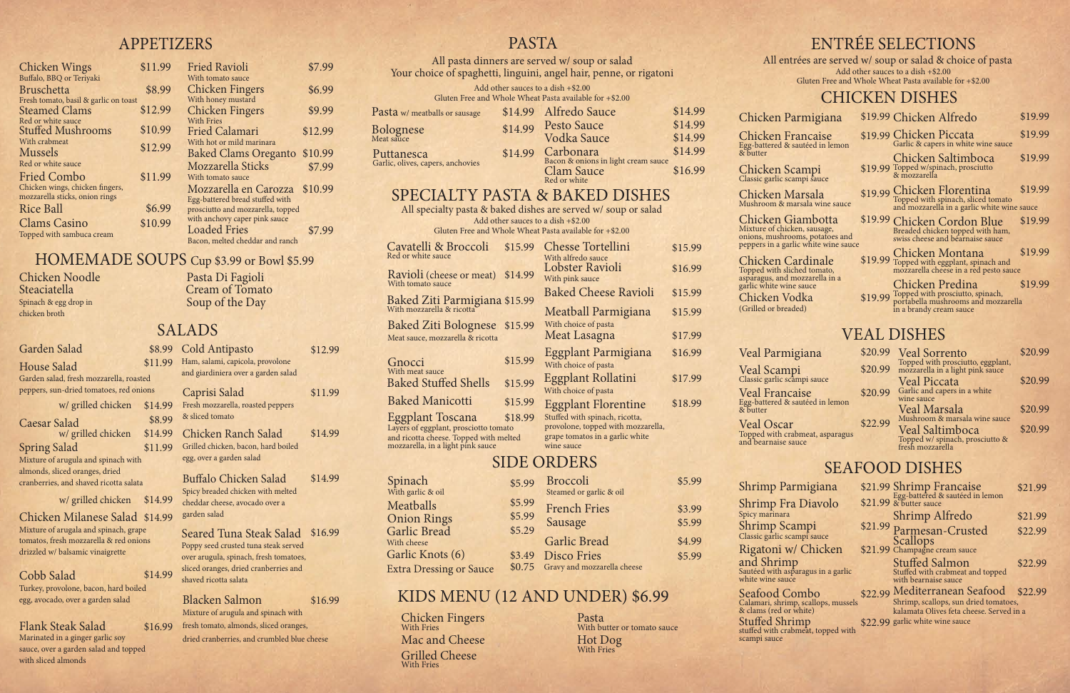# APPETIZERS

**Chicken Wings** $11.99
Buffalo, BBQ or Teriyaki

**Bruschetta** $8.99
Fresh tomato, basil & garlic on toast

**Steamed Clams** $12.99
Red or white sauce

**Stuffed Mushrooms** $10.99
With crabmeat

**Mussels** $12.99
Red or white sauce

**Fried Combo** $11.99
Chicken wings, chicken fingers, mozzarella sticks, onion rings

**Rice Ball** $6.99

**Clams Casino** $10.99
Topped with sambuca cream

**Fried Ravioli** $7.99
With tomato sauce

**Chicken Fingers** $6.99
With honey mustard

**Chicken Fingers** $9.99
With Fries

**Fried Calamari** $12.99
With hot or mild marinara

**Baked Clams Oregantо** $10.99

**Mozzarella Sticks** $7.99
With tomato sauce

**Mozzarella en Carozza** $10.99
Egg-battered bread stuffed with prosciutto and mozzarella, topped with anchovy caper pink sauce

**Loaded Fries** $7.99
Bacon, melted cheddar and ranch

# HOMEMADE SOUPS Cup $3.99 or Bowl $5.99

- Chicken Noodle
- Steaciatella — Spinach & egg drop in chicken broth
- Pasta Di Fagioli
- Cream of Tomato
- Soup of the Day

# SALADS

**Garden Salad** $8.99

**House Salad** $11.99
Garden salad, fresh mozzarella, roasted peppers, sun-dried tomatoes, red onions
w/ grilled chicken $14.99

**Caesar Salad** $8.99
w/ grilled chicken $14.99

**Spring Salad** $11.99
Mixture of arugula and spinach with almonds, sliced oranges, dried cranberries, and shaved ricotta salata
w/ grilled chicken $14.99

**Chicken Milanese Salad** $14.99
Mixture of arugala and spinach, grape tomatos, fresh mozzarella & red onions drizzled w/ balsamic vinaigrette

**Cobb Salad** $14.99
Turkey, provolone, bacon, hard boiled egg, avocado, over a garden salad

**Flank Steak Salad** $16.99
Marinated in a ginger garlic soy sauce, over a garden salad and topped with sliced almonds

**Cold Antipasto** $12.99
Ham, salami, capicola, provolone and giardiniera over a garden salad

**Caprisi Salad** $11.99
Fresh mozzarella, roasted peppers & sliced tomato

**Chicken Ranch Salad** $14.99
Grilled chicken, bacon, hard boiled egg, over a garden salad

**Buffalo Chicken Salad** $14.99
Spicy breaded chicken with melted cheddar cheese, avocado over a garden salad

**Seared Tuna Steak Salad** $16.99
Poppy seed crusted tuna steak served over arugula, spinach, fresh tomatoes, sliced oranges, dried cranberries and shaved ricotta salata

**Blacken Salmon** $16.99
Mixture of arugula and spinach with fresh tomato, almonds, sliced oranges, dried cranberries, and crumbled blue cheese

# PASTA

All pasta dinners are served w/ soup or salad
Your choice of spaghetti, linguini, angel hair, penne, or rigatoni

Add other sauces to a dish +$2.00
Gluten Free and Whole Wheat Pasta available for +$2.00

**Pasta** w/ meatballs or sausage $14.99

**Bolognese** $14.99
Meat sauce

**Puttanesca** $14.99
Garlic, olives, capers, anchovies

**Alfredo Sauce** $14.99

**Pesto Sauce** $14.99

**Vodka Sauce** $14.99

**Carbonara** $14.99
Bacon & onions in light cream sauce

**Clam Sauce** $16.99
Red or white

# SPECIALTY PASTA & BAKED DISHES

All specialty pasta & baked dishes are served w/ soup or salad
Add other sauces to a dish +$2.00
Gluten Free and Whole Wheat Pasta available for +$2.00

**Cavatelli & Broccoli** $15.99
Red or white sauce

**Ravioli** (cheese or meat) $14.99
With tomato sauce

**Baked Ziti Parmigiana** $15.99
With mozzarella & ricotta

**Baked Ziti Bolognese** $15.99
Meat sauce, mozzarella & ricotta

**Gnocci** $15.99
With meat sauce

**Baked Stuffed Shells** $15.99

**Baked Manicotti** $15.99

**Eggplant Toscana** $18.99
Layers of eggplant, prosciutto tomato and ricotta cheese. Topped with melted mozzarella, in a light pink sauce

**Chesse Tortellini** $15.99
With alfredo sauce

**Lobster Ravioli** $16.99
With pink sauce

**Baked Cheese Ravioli** $15.99

**Meatball Parmigiana** $15.99
With choice of pasta

**Meat Lasagna** $17.99

**Eggplant Parmigiana** $16.99
With choice of pasta

**Eggplant Rollatini** $17.99
With choice of pasta

**Eggplant Florentine** $18.99
Stuffed with spinach, ricotta, provolone, topped with mozzarella, grape tomatos in a garlic white wine sauce

# SIDE ORDERS

| Item | Price | Item | Price |
|---|---|---|---|
| Spinach (With garlic & oil) | $5.99 | Broccoli (Steamed or garlic & oil) | $5.99 |
| Meatballs | $5.99 | French Fries | $3.99 |
| Onion Rings | $5.99 | Sausage | $5.99 |
| Garlic Bread (With cheese) | $5.29 | Garlic Bread | $4.99 |
| Garlic Knots (6) | $3.49 | Disco Fries (Gravy and mozzarella cheese) | $5.99 |
| Extra Dressing or Sauce | $0.75 | | |

# KIDS MENU (12 AND UNDER) $6.99

- Chicken Fingers — With Fries
- Mac and Cheese
- Grilled Cheese — With Fries
- Pasta — With butter or tomato sauce
- Hot Dog — With Fries

# ENTRÉE SELECTIONS

All entrées are served w/ soup or salad & choice of pasta
Add other sauces to a dish +$2.00
Gluten Free and Whole Wheat Pasta available for +$2.00

## CHICKEN DISHES

**Chicken Parmigiana** $19.99

**Chicken Francaise** $19.99
Egg-battered & sautéed in lemon & butter

**Chicken Scampi** $19.99
Classic garlic scampi sauce

**Chicken Marsala** $19.99
Mushroom & marsala wine sauce

**Chicken Giambotta** $19.99
Mixture of chicken, sausage, onions, mushrooms, potatoes and peppers in a garlic white wine sauce

**Chicken Cardinale** $19.99
Topped with sliched tomato, asparagus, and mozzarella in a garlic white wine sauce

**Chicken Vodka** $19.99
(Grilled or breaded)

**Chicken Alfredo** $19.99

**Chicken Piccata** $19.99
Garlic & capers in white wine sauce

**Chicken Saltimboca** $19.99
Topped w/spinach, prosciutto & mozzarella

**Chicken Florentina** $19.99
Topped with spinach, sliced tomato and mozzarella in a garlic white wine sauce

**Chicken Cordon Blue** $19.99
Breaded chicken topped with ham, swiss cheese and béarnaise sauce

**Chicken Montana** $19.99
Topped with eggplant, spinach and mozzarella cheese in a red pesto sauce

**Chicken Predina** $19.99
Topped with prosciutto, spinach, portabella mushrooms and mozzarella in a brandy cream sauce

## VEAL DISHES

**Veal Parmigiana** $20.99

**Veal Scampi** $20.99
Classic garlic scampi sauce

**Veal Francaise** $20.99
Egg-battered & sautéed in lemon & butter

**Veal Oscar** $22.99
Topped with crabmeat, asparagus and bearnaise sauce

**Veal Sorrento** $20.99
Topped with prosciutto, eggplant, mozzarella in a light pink sauce

**Veal Piccata** $20.99
Garlic and capers in a white wine sauce

**Veal Marsala** $20.99
Mushroom & marsala wine sauce

**Veal Saltimboca** $20.99
Topped w/ spinach, prosciutto & fresh mozzarella

## SEAFOOD DISHES

**Shrimp Parmigiana** $21.99

**Shrimp Fra Diavolo** $21.99
Spicy marinara

**Shrimp Scampi** $21.99
Classic garlic scampi sauce

**Rigatoni w/ Chicken and Shrimp** $21.99
Sautéed with asparagus in a garlic white wine sauce

**Seafood Combo** $22.99
Calamari, shrimp, scallops, mussels & clams (red or white)

**Stuffed Shrimp** $22.99
stuffed with crabmeat, topped with scampi sauce

**Shrimp Francaise** $21.99
Egg-battered & sautéed in lemon & butter sauce

**Shrimp Alfredo** $21.99

**Parmesan-Crusted Scallops** $22.99
Champagne cream sauce

**Stuffed Salmon** $22.99
Stuffed with crabmeat and topped with bearnaise sauce

**Mediterranean Seafood** $22.99
Shrimp, scallops, sun dried tomatoes, kalamata Olives feta cheese. Served in a garlic white wine sauce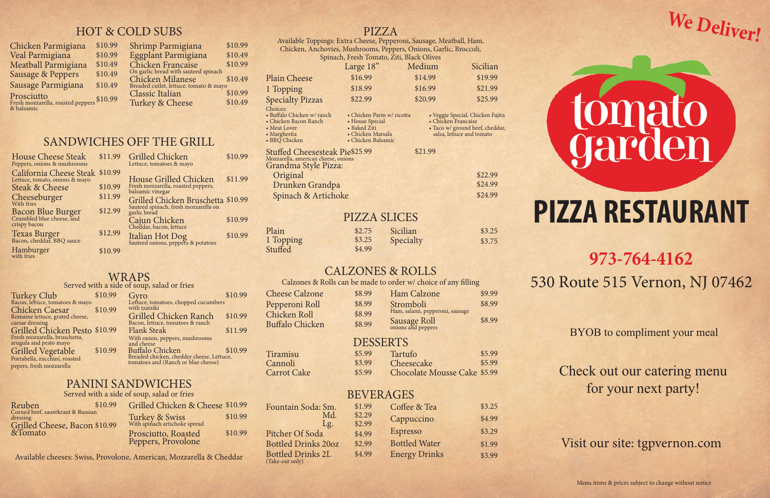# HOT & COLD SUBS

| | |
|---|---|
| Chicken Parmigiana | $10.99 |
| Veal Parmigiana | $10.99 |
| Meatball Parmigiana | $10.49 |
| Sausage & Peppers | $10.49 |
| Sausage Parmigiana | $10.49 |
| Prosciutto<br>Fresh mozzarella, roasted peppers & balsamic | $10.99 |
| Shrimp Parmigiana | $10.99 |
| Eggplant Parmigiana | $10.49 |
| Chicken Francaise<br>On garlic bread with sauteed spinach | $10.99 |
| Chicken Milanese<br>Breaded cutlet, lettuce, tomato & mayo | $10.49 |
| Classic Italian | $10.99 |
| Turkey & Cheese | $10.49 |

# SANDWICHES OFF THE GRILL

| | |
|---|---|
| House Cheese Steak<br>Peppers, onions & mushrooms | $11.99 |
| California Cheese Steak<br>Lettuce, tomato, onions & mayo | $10.99 |
| Steak & Cheese | $10.99 |
| Cheeseburger<br>With fries | $11.99 |
| Bacon Blue Burger<br>Crumbled blue cheese, and crispy bacon | $12.99 |
| Texas Burger<br>Bacon, cheddar, BBQ sauce | $12.99 |
| Hamburger<br>with fries | $10.99 |
| Grilled Chicken<br>Lettuce, tomatoes & mayo | $10.99 |
| House Grilled Chicken<br>Fresh mozzarella, roasted peppers, balsamic vinegar | $11.99 |
| Grilled Chicken Bruschetta<br>Sauteed spinach, fresh mozzarella on garlic bread | $10.99 |
| Cajun Chicken<br>Cheddar, bacon, lettuce | $10.99 |
| Italian Hot Dog<br>Sauteed onions, peppers & potatoes | $10.99 |

# WRAPS

Served with a side of soup, salad or fries

| | |
|---|---|
| Turkey Club<br>Bacon, lettuce, tomatoes & mayo | $10.99 |
| Chicken Caesar<br>Romaine lettuce, grated cheese, caesar dressing | $10.99 |
| Grilled Chicken Pesto<br>Fresh mozzarella, bruschetta, arugula and pesto mayo | $10.99 |
| Grilled Vegetable<br>Portabella, zucchini, roasted pepers, fresh mozzarella | $10.99 |
| Gyro<br>Lettuce, tomatoes, chopped cucumbers with tatziki | $10.99 |
| Grilled Chicken Ranch<br>Bacon, lettuce, tomatoes & ranch | $10.99 |
| Flank Steak<br>With onion, peppers, mushrooms and cheese | $11.99 |
| Buffalo Chicken<br>Breaded chicken, chedder cheese, Lettuce, tomatoes and (Ranch or blue cheese) | $10.99 |

# PANINI SANDWICHES

Served with a side of soup, salad or fries

| | |
|---|---|
| Reuben<br>Corned beef, sauerkraut & Russian dressing | $10.99 |
| Grilled Cheese, Bacon &Tomato | $10.99 |
| Grilled Chicken & Cheese | $10.99 |
| Turkey & Swiss<br>With spinach artichoke spread | $10.99 |
| Prosciutto, Roasted Peppers, Provolone | $10.99 |

Available cheeses: Swiss, Provolone, American, Mozzarella & Cheddar

# PIZZA

Available Toppings: Extra Cheese, Pepperoni, Sausage, Meatball, Ham, Chicken, Anchovies, Mushrooms, Peppers, Onions, Garlic, Broccoli, Spinach, Fresh Tomato, Ziti, Black Olives

| | Large 18" | Medium | Sicilian |
|---|---|---|---|
| Plain Cheese | $16.99 | $14.99 | $19.99 |
| 1 Topping | $18.99 | $16.99 | $21.99 |
| Specialty Pizzas | $22.99 | $20.99 | $25.99 |

Choices:
- Buffalo Chicken w/ ranch
- Chicken Bacon Ranch
- Meat Lover
- Margherita
- BBQ Chicken
- Chicken Parm w/ ricotta
- House Special
- Baked Ziti
- Chicken Marsala
- Chicken Balsamic
- Veggie Special, Chicken Fajita
- Chicken Francaise
- Taco w/ ground beef, cheddar, salsa, lettuce and tomato

| | Large 18" | Medium | Sicilian |
|---|---|---|---|
| Stuffed Cheesesteak Pie<br>Mozzarella, american cheese, onions | $25.99 | $21.99 | |
| Grandma Style Pizza: | | | |
| Original | | | $22.99 |
| Drunken Grandpa | | | $24.99 |
| Spinach & Artichoke | | | $24.99 |

# PIZZA SLICES

| | |
|---|---|
| Plain | $2.75 |
| 1 Topping | $3.25 |
| Stuffed | $4.99 |
| Sicilian | $3.25 |
| Specialty | $3.75 |

# CALZONES & ROLLS

Calzones & Rolls can be made to order w/ choice of any filling

| | |
|---|---|
| Cheese Calzone | $8.99 |
| Pepperoni Roll | $8.99 |
| Chicken Roll | $8.99 |
| Buffalo Chicken | $8.99 |
| Ham Calzone | $9.99 |
| Stromboli<br>Ham, salami, pepperoni, sausage | $8.99 |
| Sausage Roll<br>onions and peppers | $8.99 |

# DESSERTS

| | |
|---|---|
| Tiramisu | $5.99 |
| Cannoli | $3.99 |
| Carrot Cake | $5.99 |
| Tartufo | $5.99 |
| Cheesecake | $5.99 |
| Chocolate Mousse Cake | $5.99 |

# BEVERAGES

| | |
|---|---|
| Fountain Soda: Sm. | $1.99 |
| Md. | $2.29 |
| Lg. | $2.99 |
| Pitcher Of Soda | $4.99 |
| Bottled Drinks 20oz | $2.99 |
| Bottled Drinks 2L (Take-out only) | $4.99 |
| Coffee & Tea | $3.25 |
| Cappuccino | $4.99 |
| Espresso | $3.29 |
| Bottled Water | $1.99 |
| Energy Drinks | $3.99 |

**We Deliver!**

# tomato garden

# PIZZA RESTAURANT

**973-764-4162**

530 Route 515 Vernon, NJ 07462

BYOB to compliment your meal

Check out our catering menu for your next party!

Visit our site: tgpvernon.com

Menu items & prices subject to change without notice